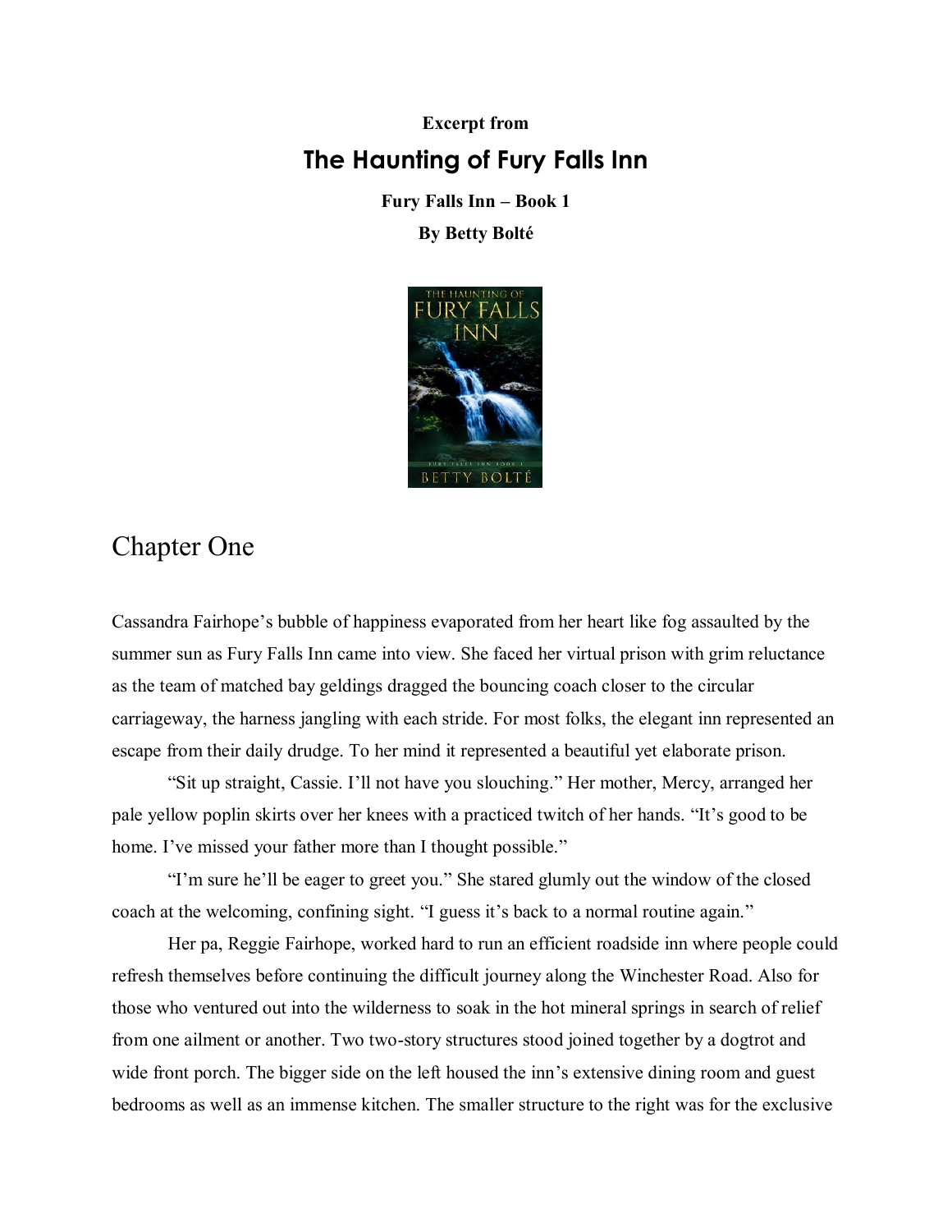**Excerpt from**

# The Haunting of Fury Falls Inn

**Fury Falls Inn – Book 1**

**By Betty Bolté**

## Chapter One

Cassandra Fairhope's bubble of happiness evaporated from her heart like fog assaulted by the summer sun as Fury Falls Inn came into view. She faced her virtual prison with grim reluctance as the team of matched bay geldings dragged the bouncing coach closer to the circular carriageway, the harness jangling with each stride. For most folks, the elegant inn represented an escape from their daily drudge. To her mind it represented a beautiful yet elaborate prison.

"Sit up straight, Cassie. I'll not have you slouching." Her mother, Mercy, arranged her pale yellow poplin skirts over her knees with a practiced twitch of her hands. "It's good to be home. I've missed your father more than I thought possible."

"I'm sure he'll be eager to greet you." She stared glumly out the window of the closed coach at the welcoming, confining sight. "I guess it's back to a normal routine again."

Her pa, Reggie Fairhope, worked hard to run an efficient roadside inn where people could refresh themselves before continuing the difficult journey along the Winchester Road. Also for those who ventured out into the wilderness to soak in the hot mineral springs in search of relief from one ailment or another. Two two-story structures stood joined together by a dogtrot and wide front porch. The bigger side on the left housed the inn's extensive dining room and guest bedrooms as well as an immense kitchen. The smaller structure to the right was for the exclusive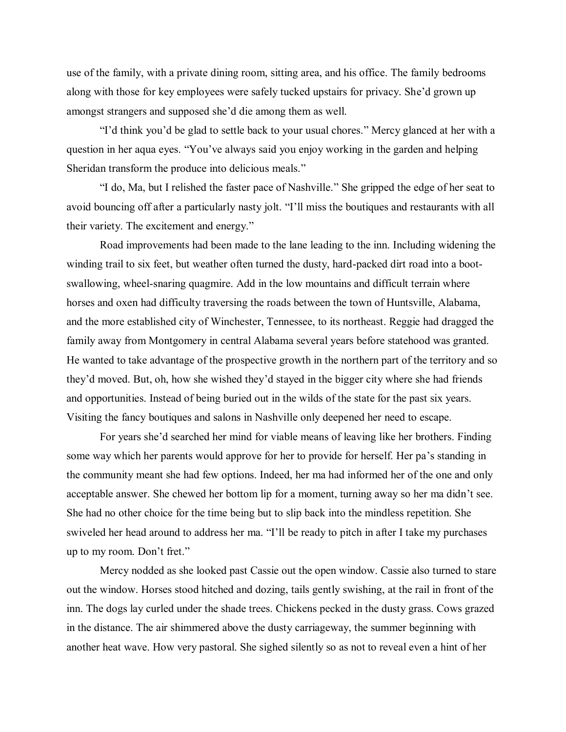use of the family, with a private dining room, sitting area, and his office. The family bedrooms along with those for key employees were safely tucked upstairs for privacy. She'd grown up amongst strangers and supposed she'd die among them as well.

"I'd think you'd be glad to settle back to your usual chores." Mercy glanced at her with a question in her aqua eyes. "You've always said you enjoy working in the garden and helping Sheridan transform the produce into delicious meals."

"I do, Ma, but I relished the faster pace of Nashville." She gripped the edge of her seat to avoid bouncing off after a particularly nasty jolt. "I'll miss the boutiques and restaurants with all their variety. The excitement and energy."

Road improvements had been made to the lane leading to the inn. Including widening the winding trail to six feet, but weather often turned the dusty, hard-packed dirt road into a boot-swallowing, wheel-snaring quagmire. Add in the low mountains and difficult terrain where horses and oxen had difficulty traversing the roads between the town of Huntsville, Alabama, and the more established city of Winchester, Tennessee, to its northeast. Reggie had dragged the family away from Montgomery in central Alabama several years before statehood was granted. He wanted to take advantage of the prospective growth in the northern part of the territory and so they'd moved. But, oh, how she wished they'd stayed in the bigger city where she had friends and opportunities. Instead of being buried out in the wilds of the state for the past six years. Visiting the fancy boutiques and salons in Nashville only deepened her need to escape.

For years she'd searched her mind for viable means of leaving like her brothers. Finding some way which her parents would approve for her to provide for herself. Her pa's standing in the community meant she had few options. Indeed, her ma had informed her of the one and only acceptable answer. She chewed her bottom lip for a moment, turning away so her ma didn't see. She had no other choice for the time being but to slip back into the mindless repetition. She swiveled her head around to address her ma. "I'll be ready to pitch in after I take my purchases up to my room. Don't fret."

Mercy nodded as she looked past Cassie out the open window. Cassie also turned to stare out the window. Horses stood hitched and dozing, tails gently swishing, at the rail in front of the inn. The dogs lay curled under the shade trees. Chickens pecked in the dusty grass. Cows grazed in the distance. The air shimmered above the dusty carriageway, the summer beginning with another heat wave. How very pastoral. She sighed silently so as not to reveal even a hint of her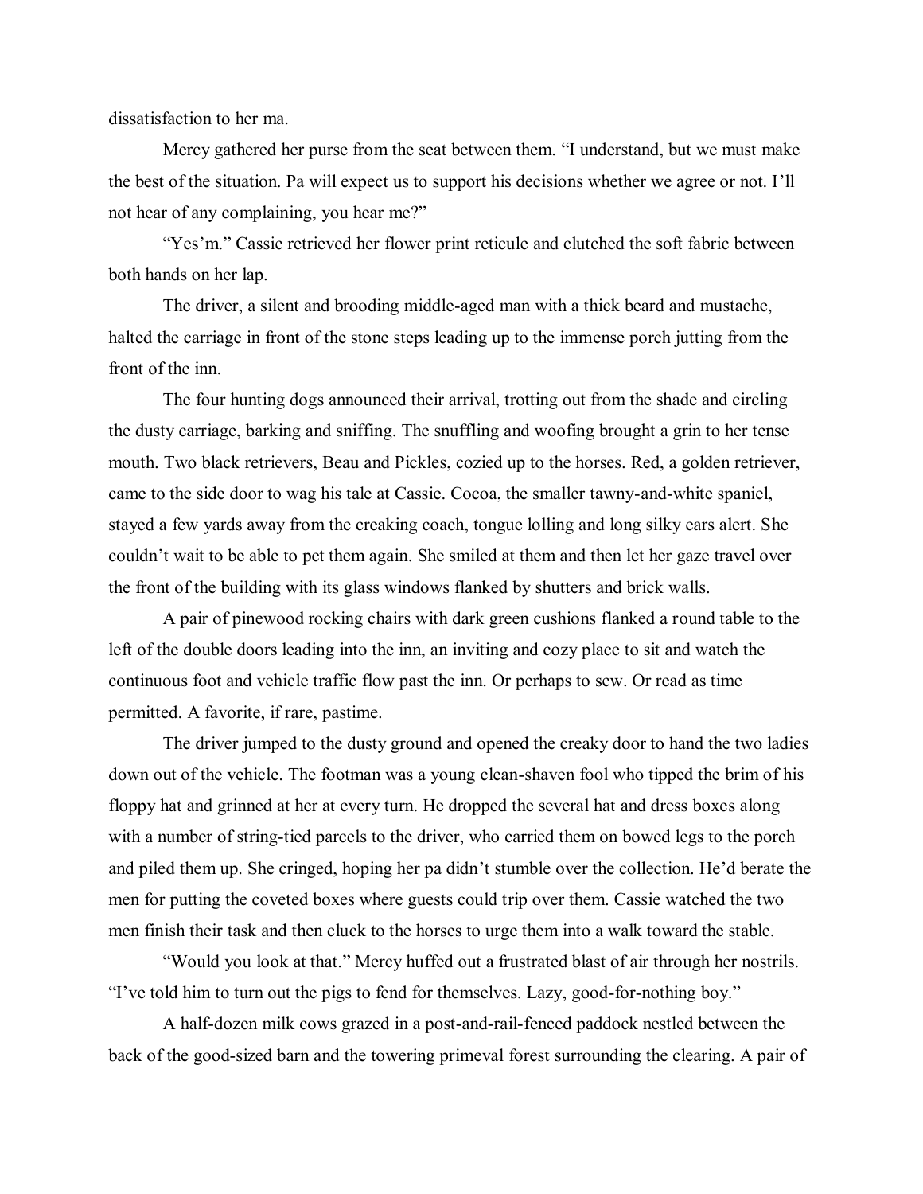dissatisfaction to her ma.

Mercy gathered her purse from the seat between them. "I understand, but we must make the best of the situation. Pa will expect us to support his decisions whether we agree or not. I'll not hear of any complaining, you hear me?"

"Yes'm." Cassie retrieved her flower print reticule and clutched the soft fabric between both hands on her lap.

The driver, a silent and brooding middle-aged man with a thick beard and mustache, halted the carriage in front of the stone steps leading up to the immense porch jutting from the front of the inn.

The four hunting dogs announced their arrival, trotting out from the shade and circling the dusty carriage, barking and sniffing. The snuffling and woofing brought a grin to her tense mouth. Two black retrievers, Beau and Pickles, cozied up to the horses. Red, a golden retriever, came to the side door to wag his tale at Cassie. Cocoa, the smaller tawny-and-white spaniel, stayed a few yards away from the creaking coach, tongue lolling and long silky ears alert. She couldn't wait to be able to pet them again. She smiled at them and then let her gaze travel over the front of the building with its glass windows flanked by shutters and brick walls.

A pair of pinewood rocking chairs with dark green cushions flanked a round table to the left of the double doors leading into the inn, an inviting and cozy place to sit and watch the continuous foot and vehicle traffic flow past the inn. Or perhaps to sew. Or read as time permitted. A favorite, if rare, pastime.

The driver jumped to the dusty ground and opened the creaky door to hand the two ladies down out of the vehicle. The footman was a young clean-shaven fool who tipped the brim of his floppy hat and grinned at her at every turn. He dropped the several hat and dress boxes along with a number of string-tied parcels to the driver, who carried them on bowed legs to the porch and piled them up. She cringed, hoping her pa didn't stumble over the collection. He'd berate the men for putting the coveted boxes where guests could trip over them. Cassie watched the two men finish their task and then cluck to the horses to urge them into a walk toward the stable.

"Would you look at that." Mercy huffed out a frustrated blast of air through her nostrils. "I've told him to turn out the pigs to fend for themselves. Lazy, good-for-nothing boy."

A half-dozen milk cows grazed in a post-and-rail-fenced paddock nestled between the back of the good-sized barn and the towering primeval forest surrounding the clearing. A pair of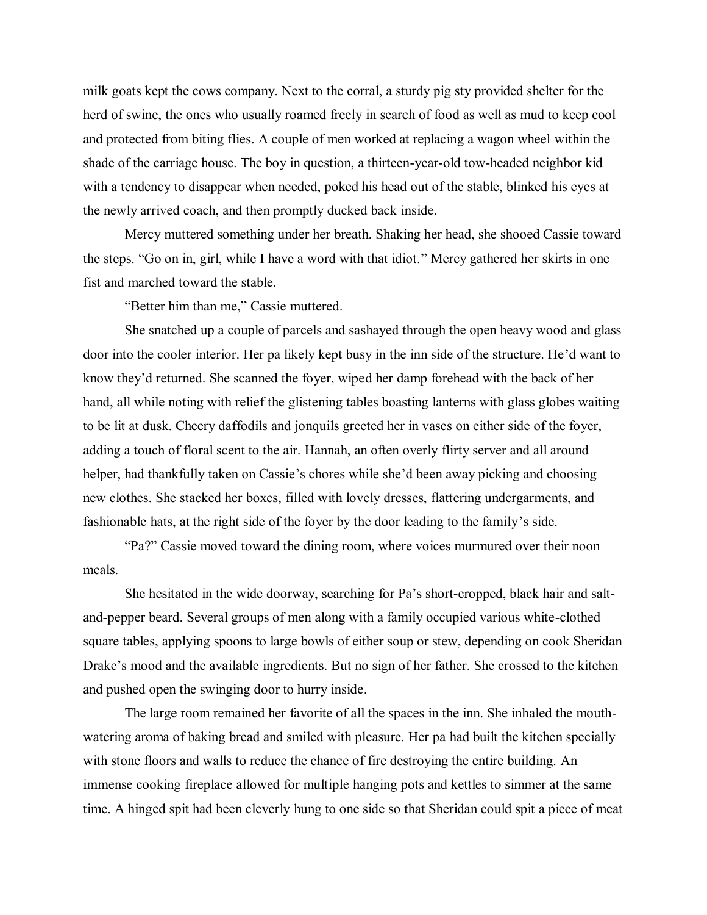milk goats kept the cows company. Next to the corral, a sturdy pig sty provided shelter for the herd of swine, the ones who usually roamed freely in search of food as well as mud to keep cool and protected from biting flies. A couple of men worked at replacing a wagon wheel within the shade of the carriage house. The boy in question, a thirteen-year-old tow-headed neighbor kid with a tendency to disappear when needed, poked his head out of the stable, blinked his eyes at the newly arrived coach, and then promptly ducked back inside.

Mercy muttered something under her breath. Shaking her head, she shooed Cassie toward the steps. "Go on in, girl, while I have a word with that idiot." Mercy gathered her skirts in one fist and marched toward the stable.

"Better him than me," Cassie muttered.

She snatched up a couple of parcels and sashayed through the open heavy wood and glass door into the cooler interior. Her pa likely kept busy in the inn side of the structure. He'd want to know they'd returned. She scanned the foyer, wiped her damp forehead with the back of her hand, all while noting with relief the glistening tables boasting lanterns with glass globes waiting to be lit at dusk. Cheery daffodils and jonquils greeted her in vases on either side of the foyer, adding a touch of floral scent to the air. Hannah, an often overly flirty server and all around helper, had thankfully taken on Cassie's chores while she'd been away picking and choosing new clothes. She stacked her boxes, filled with lovely dresses, flattering undergarments, and fashionable hats, at the right side of the foyer by the door leading to the family's side.

"Pa?" Cassie moved toward the dining room, where voices murmured over their noon meals.

She hesitated in the wide doorway, searching for Pa's short-cropped, black hair and salt-and-pepper beard. Several groups of men along with a family occupied various white-clothed square tables, applying spoons to large bowls of either soup or stew, depending on cook Sheridan Drake's mood and the available ingredients. But no sign of her father. She crossed to the kitchen and pushed open the swinging door to hurry inside.

The large room remained her favorite of all the spaces in the inn. She inhaled the mouth-watering aroma of baking bread and smiled with pleasure. Her pa had built the kitchen specially with stone floors and walls to reduce the chance of fire destroying the entire building. An immense cooking fireplace allowed for multiple hanging pots and kettles to simmer at the same time. A hinged spit had been cleverly hung to one side so that Sheridan could spit a piece of meat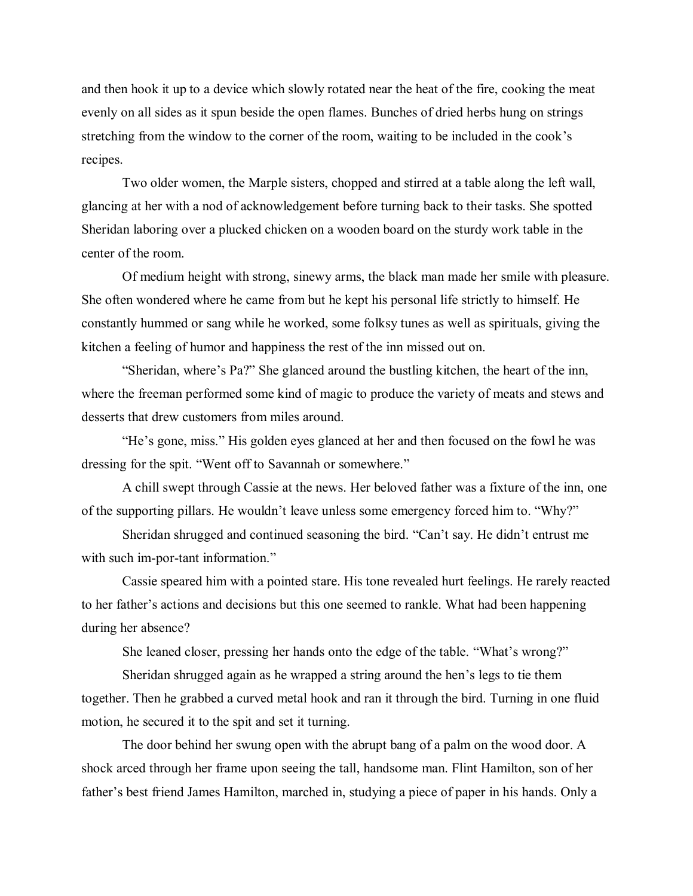and then hook it up to a device which slowly rotated near the heat of the fire, cooking the meat evenly on all sides as it spun beside the open flames. Bunches of dried herbs hung on strings stretching from the window to the corner of the room, waiting to be included in the cook's recipes.

Two older women, the Marple sisters, chopped and stirred at a table along the left wall, glancing at her with a nod of acknowledgement before turning back to their tasks. She spotted Sheridan laboring over a plucked chicken on a wooden board on the sturdy work table in the center of the room.

Of medium height with strong, sinewy arms, the black man made her smile with pleasure. She often wondered where he came from but he kept his personal life strictly to himself. He constantly hummed or sang while he worked, some folksy tunes as well as spirituals, giving the kitchen a feeling of humor and happiness the rest of the inn missed out on.

"Sheridan, where's Pa?" She glanced around the bustling kitchen, the heart of the inn, where the freeman performed some kind of magic to produce the variety of meats and stews and desserts that drew customers from miles around.

"He's gone, miss." His golden eyes glanced at her and then focused on the fowl he was dressing for the spit. "Went off to Savannah or somewhere."

A chill swept through Cassie at the news. Her beloved father was a fixture of the inn, one of the supporting pillars. He wouldn't leave unless some emergency forced him to. "Why?"

Sheridan shrugged and continued seasoning the bird. "Can't say. He didn't entrust me with such im-por-tant information."

Cassie speared him with a pointed stare. His tone revealed hurt feelings. He rarely reacted to her father's actions and decisions but this one seemed to rankle. What had been happening during her absence?

She leaned closer, pressing her hands onto the edge of the table. "What's wrong?"

Sheridan shrugged again as he wrapped a string around the hen's legs to tie them together. Then he grabbed a curved metal hook and ran it through the bird. Turning in one fluid motion, he secured it to the spit and set it turning.

The door behind her swung open with the abrupt bang of a palm on the wood door. A shock arced through her frame upon seeing the tall, handsome man. Flint Hamilton, son of her father's best friend James Hamilton, marched in, studying a piece of paper in his hands. Only a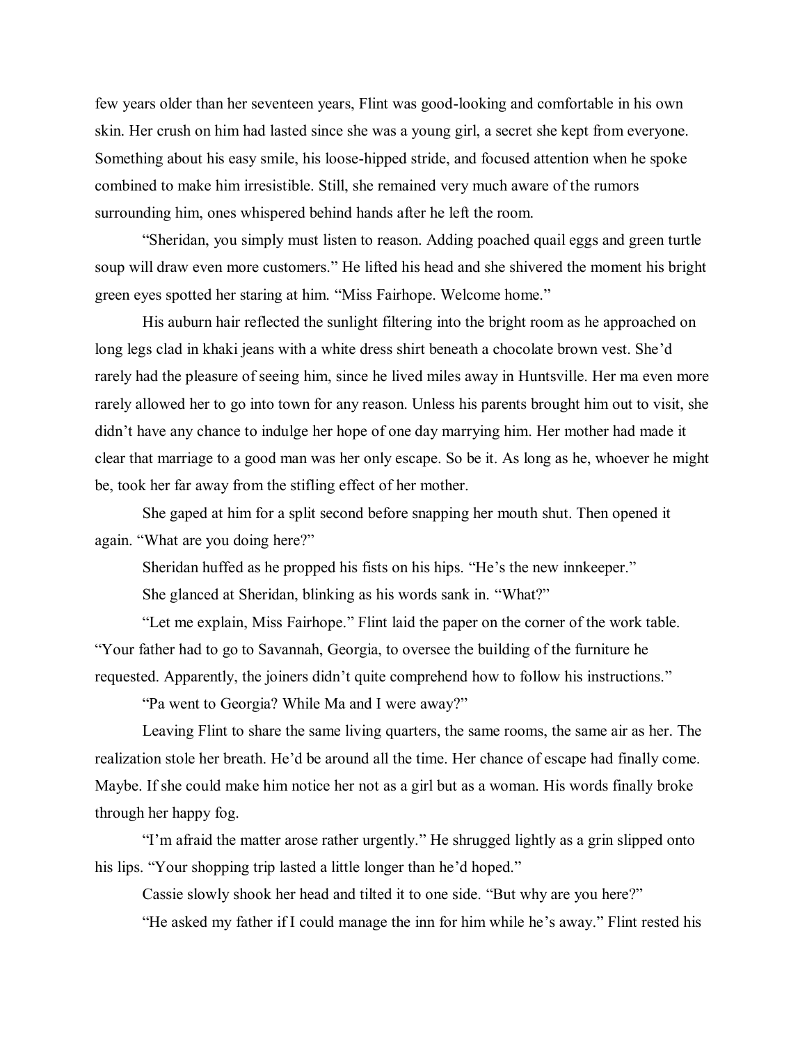few years older than her seventeen years, Flint was good-looking and comfortable in his own skin. Her crush on him had lasted since she was a young girl, a secret she kept from everyone. Something about his easy smile, his loose-hipped stride, and focused attention when he spoke combined to make him irresistible. Still, she remained very much aware of the rumors surrounding him, ones whispered behind hands after he left the room.

"Sheridan, you simply must listen to reason. Adding poached quail eggs and green turtle soup will draw even more customers." He lifted his head and she shivered the moment his bright green eyes spotted her staring at him. "Miss Fairhope. Welcome home."

His auburn hair reflected the sunlight filtering into the bright room as he approached on long legs clad in khaki jeans with a white dress shirt beneath a chocolate brown vest. She'd rarely had the pleasure of seeing him, since he lived miles away in Huntsville. Her ma even more rarely allowed her to go into town for any reason. Unless his parents brought him out to visit, she didn't have any chance to indulge her hope of one day marrying him. Her mother had made it clear that marriage to a good man was her only escape. So be it. As long as he, whoever he might be, took her far away from the stifling effect of her mother.

She gaped at him for a split second before snapping her mouth shut. Then opened it again. "What are you doing here?"

Sheridan huffed as he propped his fists on his hips. "He's the new innkeeper."

She glanced at Sheridan, blinking as his words sank in. "What?"

"Let me explain, Miss Fairhope." Flint laid the paper on the corner of the work table. "Your father had to go to Savannah, Georgia, to oversee the building of the furniture he requested. Apparently, the joiners didn't quite comprehend how to follow his instructions."

"Pa went to Georgia? While Ma and I were away?"

Leaving Flint to share the same living quarters, the same rooms, the same air as her. The realization stole her breath. He'd be around all the time. Her chance of escape had finally come. Maybe. If she could make him notice her not as a girl but as a woman. His words finally broke through her happy fog.

"I'm afraid the matter arose rather urgently." He shrugged lightly as a grin slipped onto his lips. "Your shopping trip lasted a little longer than he'd hoped."

Cassie slowly shook her head and tilted it to one side. "But why are you here?"

"He asked my father if I could manage the inn for him while he's away." Flint rested his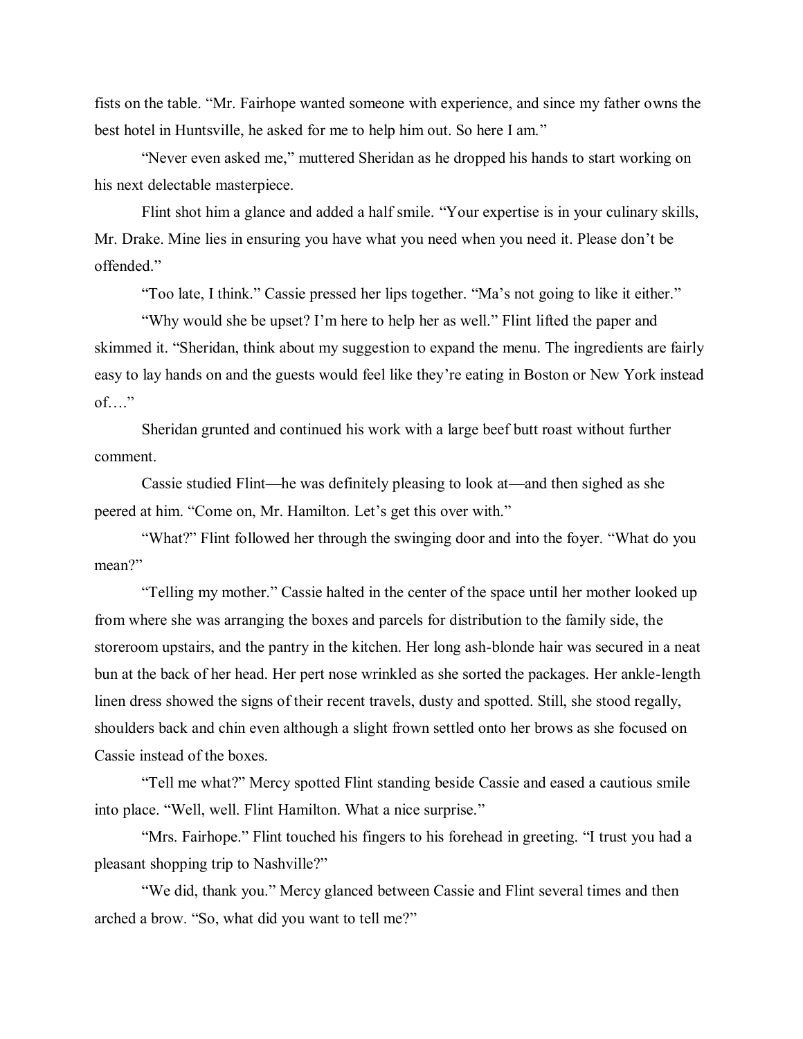fists on the table. “Mr. Fairhope wanted someone with experience, and since my father owns the best hotel in Huntsville, he asked for me to help him out. So here I am.”

“Never even asked me,” muttered Sheridan as he dropped his hands to start working on his next delectable masterpiece.

Flint shot him a glance and added a half smile. “Your expertise is in your culinary skills, Mr. Drake. Mine lies in ensuring you have what you need when you need it. Please don’t be offended.”

“Too late, I think.” Cassie pressed her lips together. “Ma’s not going to like it either.”

“Why would she be upset? I’m here to help her as well.” Flint lifted the paper and skimmed it. “Sheridan, think about my suggestion to expand the menu. The ingredients are fairly easy to lay hands on and the guests would feel like they’re eating in Boston or New York instead of….”

Sheridan grunted and continued his work with a large beef butt roast without further comment.

Cassie studied Flint—he was definitely pleasing to look at—and then sighed as she peered at him. “Come on, Mr. Hamilton. Let’s get this over with.”

“What?” Flint followed her through the swinging door and into the foyer. “What do you mean?”

“Telling my mother.” Cassie halted in the center of the space until her mother looked up from where she was arranging the boxes and parcels for distribution to the family side, the storeroom upstairs, and the pantry in the kitchen. Her long ash-blonde hair was secured in a neat bun at the back of her head. Her pert nose wrinkled as she sorted the packages. Her ankle-length linen dress showed the signs of their recent travels, dusty and spotted. Still, she stood regally, shoulders back and chin even although a slight frown settled onto her brows as she focused on Cassie instead of the boxes.

“Tell me what?” Mercy spotted Flint standing beside Cassie and eased a cautious smile into place. “Well, well. Flint Hamilton. What a nice surprise.”

“Mrs. Fairhope.” Flint touched his fingers to his forehead in greeting. “I trust you had a pleasant shopping trip to Nashville?”

“We did, thank you.” Mercy glanced between Cassie and Flint several times and then arched a brow. “So, what did you want to tell me?”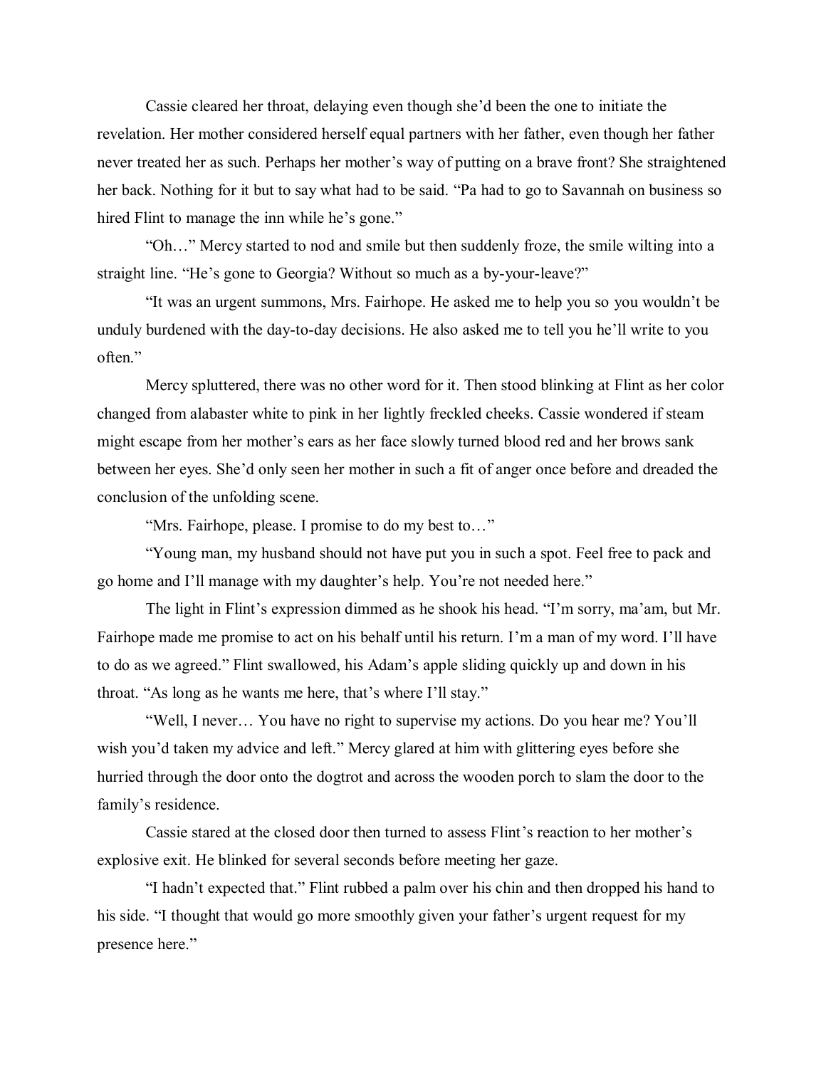Cassie cleared her throat, delaying even though she'd been the one to initiate the revelation. Her mother considered herself equal partners with her father, even though her father never treated her as such. Perhaps her mother's way of putting on a brave front? She straightened her back. Nothing for it but to say what had to be said. "Pa had to go to Savannah on business so hired Flint to manage the inn while he's gone."

"Oh…" Mercy started to nod and smile but then suddenly froze, the smile wilting into a straight line. "He's gone to Georgia? Without so much as a by-your-leave?"

"It was an urgent summons, Mrs. Fairhope. He asked me to help you so you wouldn't be unduly burdened with the day-to-day decisions. He also asked me to tell you he'll write to you often."

Mercy spluttered, there was no other word for it. Then stood blinking at Flint as her color changed from alabaster white to pink in her lightly freckled cheeks. Cassie wondered if steam might escape from her mother's ears as her face slowly turned blood red and her brows sank between her eyes. She'd only seen her mother in such a fit of anger once before and dreaded the conclusion of the unfolding scene.

"Mrs. Fairhope, please. I promise to do my best to…"

"Young man, my husband should not have put you in such a spot. Feel free to pack and go home and I'll manage with my daughter's help. You're not needed here."

The light in Flint's expression dimmed as he shook his head. "I'm sorry, ma'am, but Mr. Fairhope made me promise to act on his behalf until his return. I'm a man of my word. I'll have to do as we agreed." Flint swallowed, his Adam's apple sliding quickly up and down in his throat. "As long as he wants me here, that's where I'll stay."

"Well, I never… You have no right to supervise my actions. Do you hear me? You'll wish you'd taken my advice and left." Mercy glared at him with glittering eyes before she hurried through the door onto the dogtrot and across the wooden porch to slam the door to the family's residence.

Cassie stared at the closed door then turned to assess Flint's reaction to her mother's explosive exit. He blinked for several seconds before meeting her gaze.

"I hadn't expected that." Flint rubbed a palm over his chin and then dropped his hand to his side. "I thought that would go more smoothly given your father's urgent request for my presence here."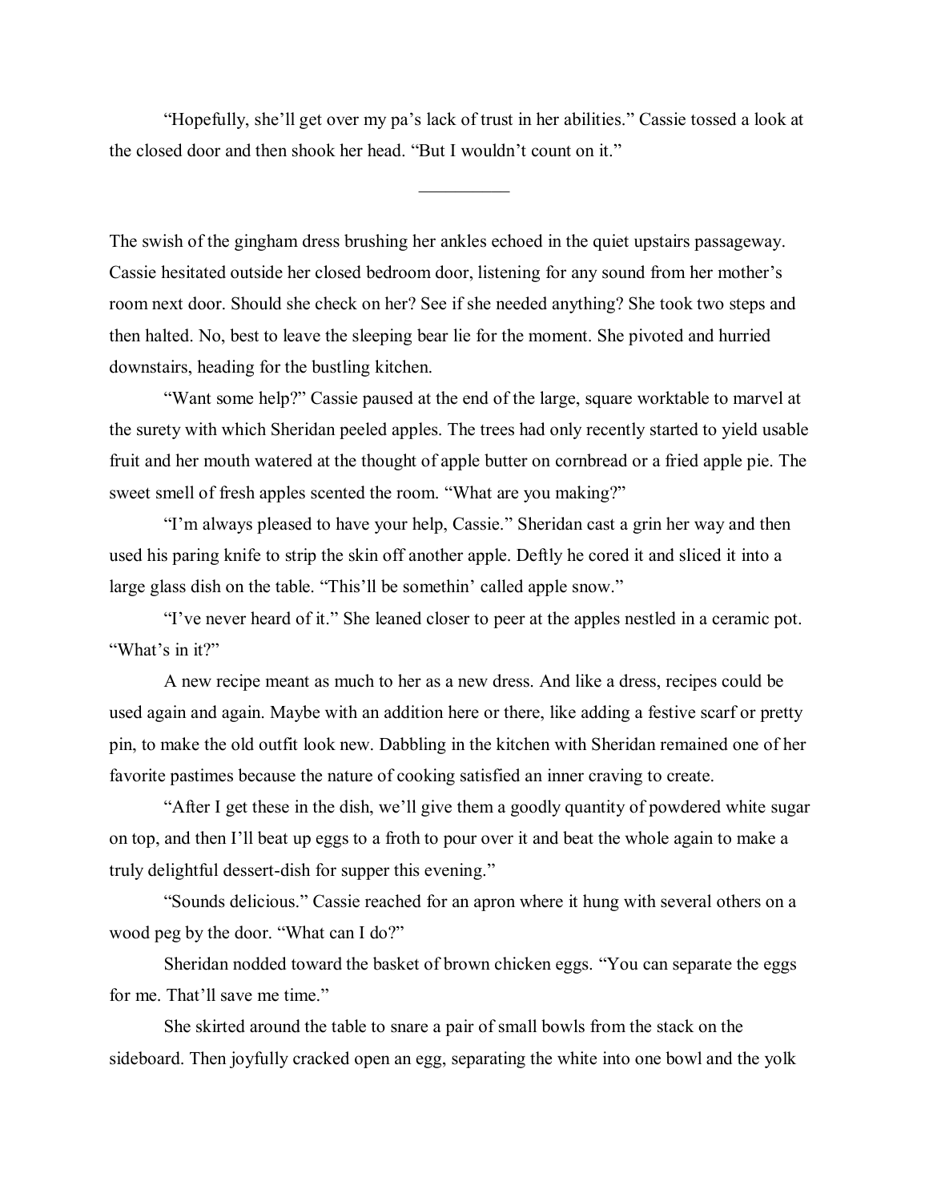"Hopefully, she'll get over my pa's lack of trust in her abilities." Cassie tossed a look at the closed door and then shook her head. "But I wouldn't count on it."

---

The swish of the gingham dress brushing her ankles echoed in the quiet upstairs passageway. Cassie hesitated outside her closed bedroom door, listening for any sound from her mother's room next door. Should she check on her? See if she needed anything? She took two steps and then halted. No, best to leave the sleeping bear lie for the moment. She pivoted and hurried downstairs, heading for the bustling kitchen.

"Want some help?" Cassie paused at the end of the large, square worktable to marvel at the surety with which Sheridan peeled apples. The trees had only recently started to yield usable fruit and her mouth watered at the thought of apple butter on cornbread or a fried apple pie. The sweet smell of fresh apples scented the room. "What are you making?"

"I'm always pleased to have your help, Cassie." Sheridan cast a grin her way and then used his paring knife to strip the skin off another apple. Deftly he cored it and sliced it into a large glass dish on the table. "This'll be somethin' called apple snow."

"I've never heard of it." She leaned closer to peer at the apples nestled in a ceramic pot. "What's in it?"

A new recipe meant as much to her as a new dress. And like a dress, recipes could be used again and again. Maybe with an addition here or there, like adding a festive scarf or pretty pin, to make the old outfit look new. Dabbling in the kitchen with Sheridan remained one of her favorite pastimes because the nature of cooking satisfied an inner craving to create.

"After I get these in the dish, we'll give them a goodly quantity of powdered white sugar on top, and then I'll beat up eggs to a froth to pour over it and beat the whole again to make a truly delightful dessert-dish for supper this evening."

"Sounds delicious." Cassie reached for an apron where it hung with several others on a wood peg by the door. "What can I do?"

Sheridan nodded toward the basket of brown chicken eggs. "You can separate the eggs for me. That'll save me time."

She skirted around the table to snare a pair of small bowls from the stack on the sideboard. Then joyfully cracked open an egg, separating the white into one bowl and the yolk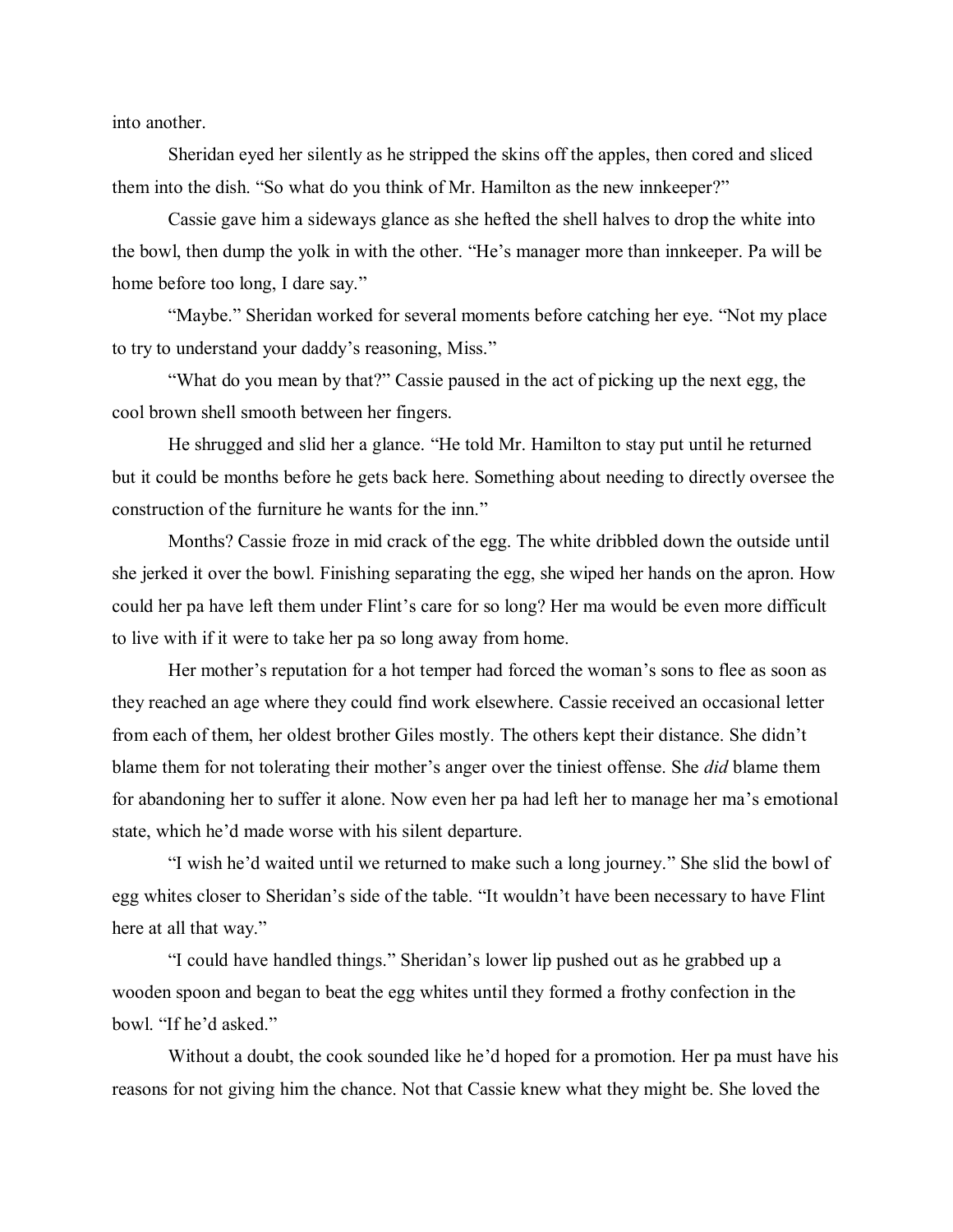into another.

Sheridan eyed her silently as he stripped the skins off the apples, then cored and sliced them into the dish. "So what do you think of Mr. Hamilton as the new innkeeper?"

Cassie gave him a sideways glance as she hefted the shell halves to drop the white into the bowl, then dump the yolk in with the other. "He's manager more than innkeeper. Pa will be home before too long, I dare say."

"Maybe." Sheridan worked for several moments before catching her eye. "Not my place to try to understand your daddy's reasoning, Miss."

"What do you mean by that?" Cassie paused in the act of picking up the next egg, the cool brown shell smooth between her fingers.

He shrugged and slid her a glance. "He told Mr. Hamilton to stay put until he returned but it could be months before he gets back here. Something about needing to directly oversee the construction of the furniture he wants for the inn."

Months? Cassie froze in mid crack of the egg. The white dribbled down the outside until she jerked it over the bowl. Finishing separating the egg, she wiped her hands on the apron. How could her pa have left them under Flint's care for so long? Her ma would be even more difficult to live with if it were to take her pa so long away from home.

Her mother's reputation for a hot temper had forced the woman's sons to flee as soon as they reached an age where they could find work elsewhere. Cassie received an occasional letter from each of them, her oldest brother Giles mostly. The others kept their distance. She didn't blame them for not tolerating their mother's anger over the tiniest offense. She *did* blame them for abandoning her to suffer it alone. Now even her pa had left her to manage her ma's emotional state, which he'd made worse with his silent departure.

"I wish he'd waited until we returned to make such a long journey." She slid the bowl of egg whites closer to Sheridan's side of the table. "It wouldn't have been necessary to have Flint here at all that way."

"I could have handled things." Sheridan's lower lip pushed out as he grabbed up a wooden spoon and began to beat the egg whites until they formed a frothy confection in the bowl. "If he'd asked."

Without a doubt, the cook sounded like he'd hoped for a promotion. Her pa must have his reasons for not giving him the chance. Not that Cassie knew what they might be. She loved the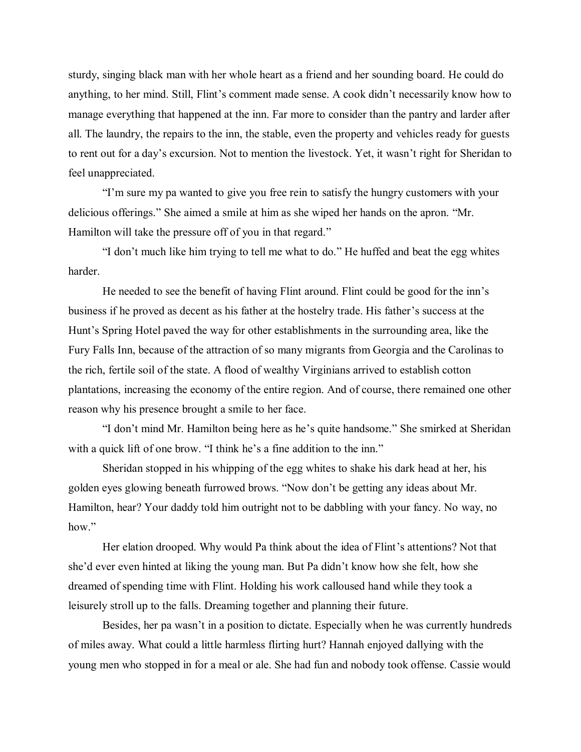sturdy, singing black man with her whole heart as a friend and her sounding board. He could do anything, to her mind. Still, Flint's comment made sense. A cook didn't necessarily know how to manage everything that happened at the inn. Far more to consider than the pantry and larder after all. The laundry, the repairs to the inn, the stable, even the property and vehicles ready for guests to rent out for a day's excursion. Not to mention the livestock. Yet, it wasn't right for Sheridan to feel unappreciated.

"I'm sure my pa wanted to give you free rein to satisfy the hungry customers with your delicious offerings." She aimed a smile at him as she wiped her hands on the apron. "Mr. Hamilton will take the pressure off of you in that regard."

"I don't much like him trying to tell me what to do." He huffed and beat the egg whites harder.

He needed to see the benefit of having Flint around. Flint could be good for the inn's business if he proved as decent as his father at the hostelry trade. His father's success at the Hunt's Spring Hotel paved the way for other establishments in the surrounding area, like the Fury Falls Inn, because of the attraction of so many migrants from Georgia and the Carolinas to the rich, fertile soil of the state. A flood of wealthy Virginians arrived to establish cotton plantations, increasing the economy of the entire region. And of course, there remained one other reason why his presence brought a smile to her face.

"I don't mind Mr. Hamilton being here as he's quite handsome." She smirked at Sheridan with a quick lift of one brow. "I think he's a fine addition to the inn."

Sheridan stopped in his whipping of the egg whites to shake his dark head at her, his golden eyes glowing beneath furrowed brows. "Now don't be getting any ideas about Mr. Hamilton, hear? Your daddy told him outright not to be dabbling with your fancy. No way, no how."

Her elation drooped. Why would Pa think about the idea of Flint's attentions? Not that she'd ever even hinted at liking the young man. But Pa didn't know how she felt, how she dreamed of spending time with Flint. Holding his work calloused hand while they took a leisurely stroll up to the falls. Dreaming together and planning their future.

Besides, her pa wasn't in a position to dictate. Especially when he was currently hundreds of miles away. What could a little harmless flirting hurt? Hannah enjoyed dallying with the young men who stopped in for a meal or ale. She had fun and nobody took offense. Cassie would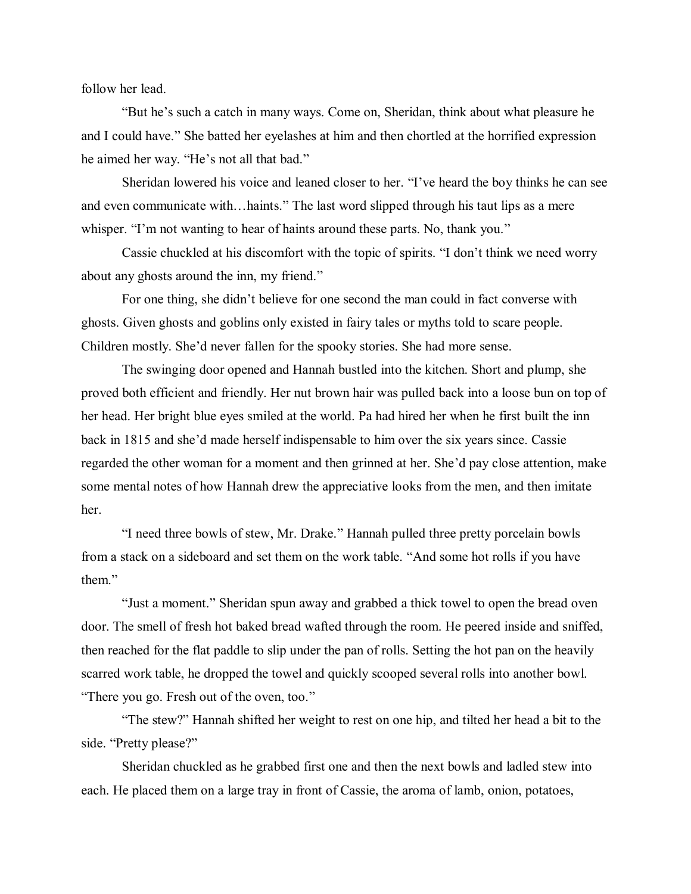follow her lead.

"But he's such a catch in many ways. Come on, Sheridan, think about what pleasure he and I could have." She batted her eyelashes at him and then chortled at the horrified expression he aimed her way. "He's not all that bad."

Sheridan lowered his voice and leaned closer to her. "I've heard the boy thinks he can see and even communicate with…haints." The last word slipped through his taut lips as a mere whisper. "I'm not wanting to hear of haints around these parts. No, thank you."

Cassie chuckled at his discomfort with the topic of spirits. "I don't think we need worry about any ghosts around the inn, my friend."

For one thing, she didn't believe for one second the man could in fact converse with ghosts. Given ghosts and goblins only existed in fairy tales or myths told to scare people. Children mostly. She'd never fallen for the spooky stories. She had more sense.

The swinging door opened and Hannah bustled into the kitchen. Short and plump, she proved both efficient and friendly. Her nut brown hair was pulled back into a loose bun on top of her head. Her bright blue eyes smiled at the world. Pa had hired her when he first built the inn back in 1815 and she'd made herself indispensable to him over the six years since. Cassie regarded the other woman for a moment and then grinned at her. She'd pay close attention, make some mental notes of how Hannah drew the appreciative looks from the men, and then imitate her.

"I need three bowls of stew, Mr. Drake." Hannah pulled three pretty porcelain bowls from a stack on a sideboard and set them on the work table. "And some hot rolls if you have them."

"Just a moment." Sheridan spun away and grabbed a thick towel to open the bread oven door. The smell of fresh hot baked bread wafted through the room. He peered inside and sniffed, then reached for the flat paddle to slip under the pan of rolls. Setting the hot pan on the heavily scarred work table, he dropped the towel and quickly scooped several rolls into another bowl. "There you go. Fresh out of the oven, too."

"The stew?" Hannah shifted her weight to rest on one hip, and tilted her head a bit to the side. "Pretty please?"

Sheridan chuckled as he grabbed first one and then the next bowls and ladled stew into each. He placed them on a large tray in front of Cassie, the aroma of lamb, onion, potatoes,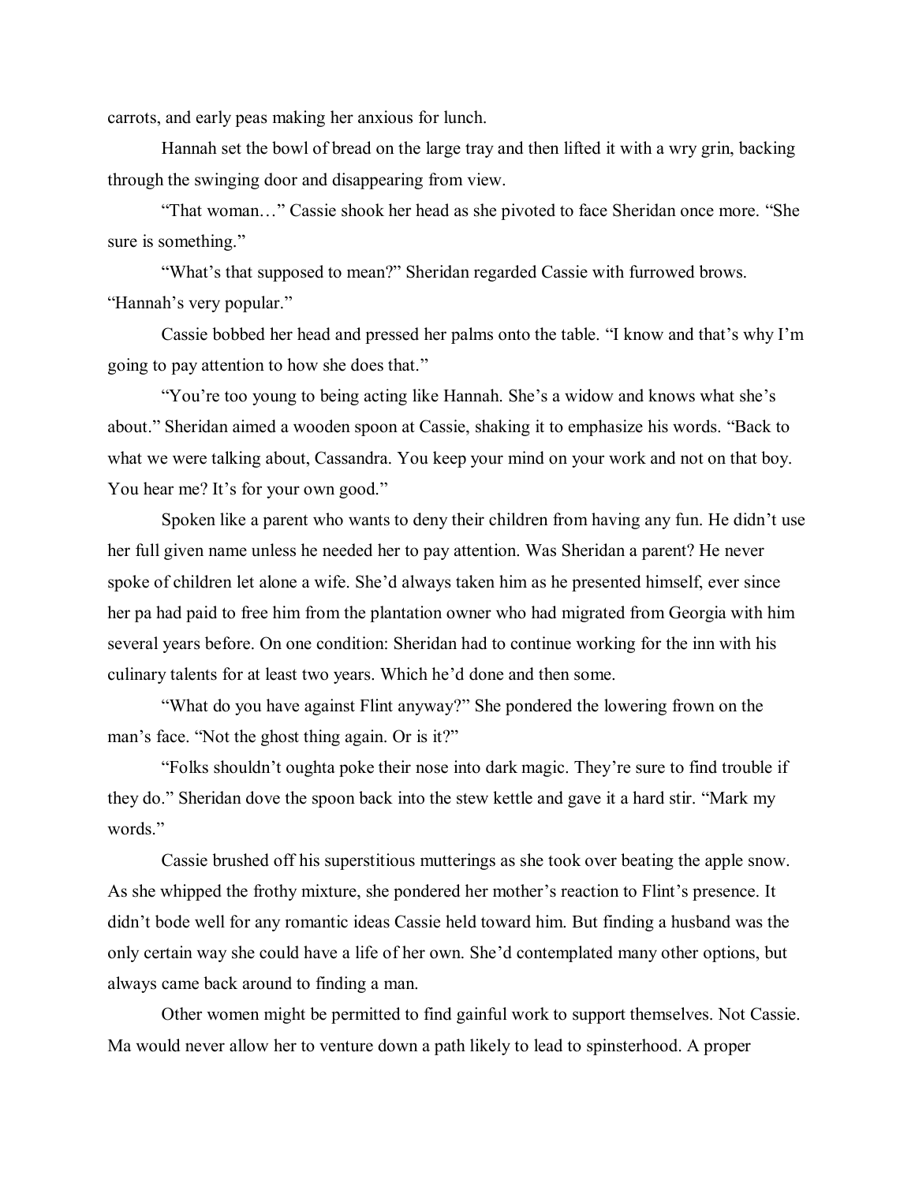carrots, and early peas making her anxious for lunch.

Hannah set the bowl of bread on the large tray and then lifted it with a wry grin, backing through the swinging door and disappearing from view.

"That woman…" Cassie shook her head as she pivoted to face Sheridan once more. "She sure is something."

"What's that supposed to mean?" Sheridan regarded Cassie with furrowed brows. "Hannah's very popular."

Cassie bobbed her head and pressed her palms onto the table. "I know and that's why I'm going to pay attention to how she does that."

"You're too young to being acting like Hannah. She's a widow and knows what she's about." Sheridan aimed a wooden spoon at Cassie, shaking it to emphasize his words. "Back to what we were talking about, Cassandra. You keep your mind on your work and not on that boy. You hear me? It's for your own good."

Spoken like a parent who wants to deny their children from having any fun. He didn't use her full given name unless he needed her to pay attention. Was Sheridan a parent? He never spoke of children let alone a wife. She'd always taken him as he presented himself, ever since her pa had paid to free him from the plantation owner who had migrated from Georgia with him several years before. On one condition: Sheridan had to continue working for the inn with his culinary talents for at least two years. Which he'd done and then some.

"What do you have against Flint anyway?" She pondered the lowering frown on the man's face. "Not the ghost thing again. Or is it?"

"Folks shouldn't oughta poke their nose into dark magic. They're sure to find trouble if they do." Sheridan dove the spoon back into the stew kettle and gave it a hard stir. "Mark my words."

Cassie brushed off his superstitious mutterings as she took over beating the apple snow. As she whipped the frothy mixture, she pondered her mother's reaction to Flint's presence. It didn't bode well for any romantic ideas Cassie held toward him. But finding a husband was the only certain way she could have a life of her own. She'd contemplated many other options, but always came back around to finding a man.

Other women might be permitted to find gainful work to support themselves. Not Cassie. Ma would never allow her to venture down a path likely to lead to spinsterhood. A proper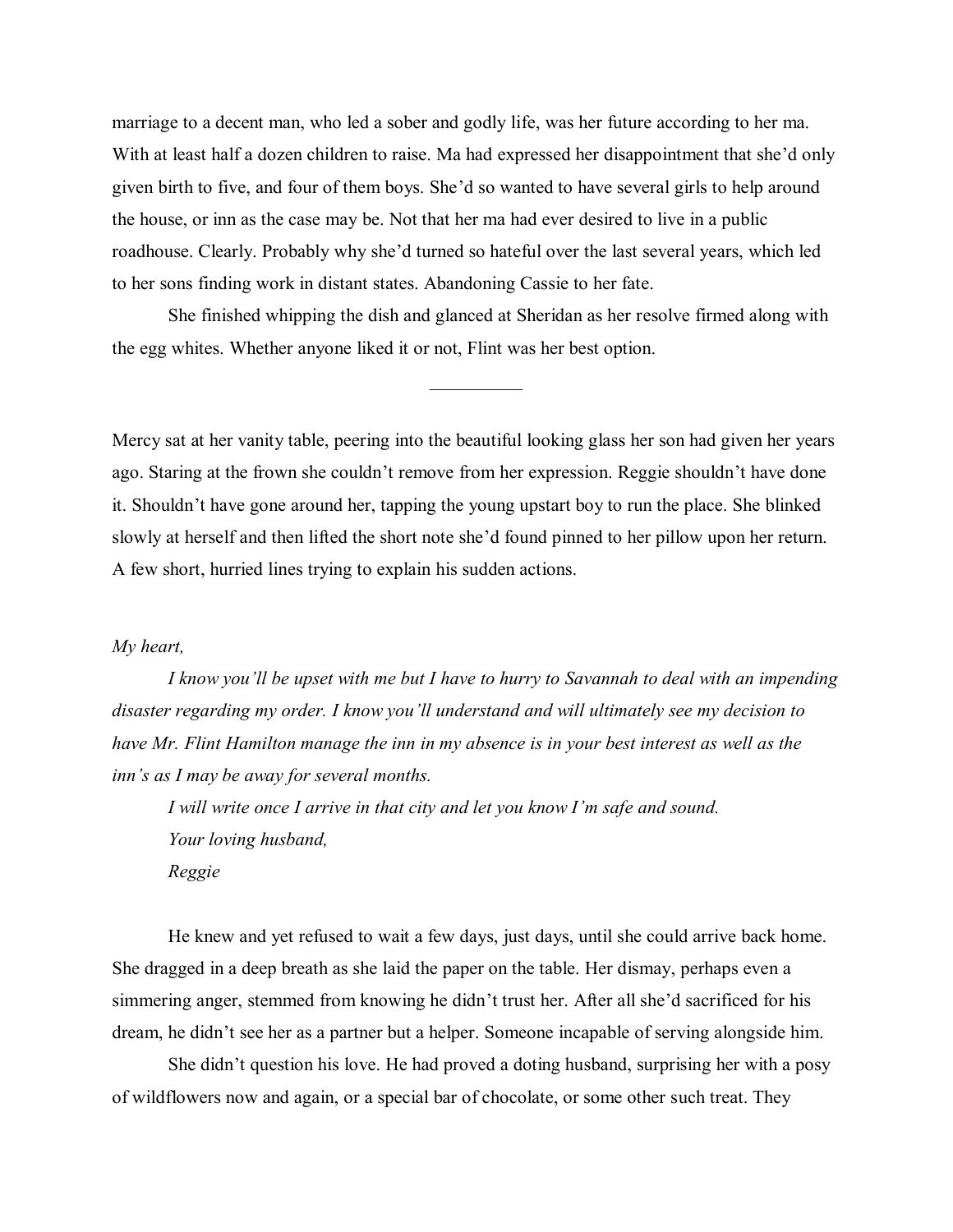marriage to a decent man, who led a sober and godly life, was her future according to her ma. With at least half a dozen children to raise. Ma had expressed her disappointment that she'd only given birth to five, and four of them boys. She'd so wanted to have several girls to help around the house, or inn as the case may be. Not that her ma had ever desired to live in a public roadhouse. Clearly. Probably why she'd turned so hateful over the last several years, which led to her sons finding work in distant states. Abandoning Cassie to her fate.

She finished whipping the dish and glanced at Sheridan as her resolve firmed along with the egg whites. Whether anyone liked it or not, Flint was her best option.

---

Mercy sat at her vanity table, peering into the beautiful looking glass her son had given her years ago. Staring at the frown she couldn't remove from her expression. Reggie shouldn't have done it. Shouldn't have gone around her, tapping the young upstart boy to run the place. She blinked slowly at herself and then lifted the short note she'd found pinned to her pillow upon her return. A few short, hurried lines trying to explain his sudden actions.

*My heart,*

*I know you'll be upset with me but I have to hurry to Savannah to deal with an impending disaster regarding my order. I know you'll understand and will ultimately see my decision to have Mr. Flint Hamilton manage the inn in my absence is in your best interest as well as the inn's as I may be away for several months.*

*I will write once I arrive in that city and let you know I'm safe and sound.*

*Your loving husband,*

*Reggie*

He knew and yet refused to wait a few days, just days, until she could arrive back home. She dragged in a deep breath as she laid the paper on the table. Her dismay, perhaps even a simmering anger, stemmed from knowing he didn't trust her. After all she'd sacrificed for his dream, he didn't see her as a partner but a helper. Someone incapable of serving alongside him.

She didn't question his love. He had proved a doting husband, surprising her with a posy of wildflowers now and again, or a special bar of chocolate, or some other such treat. They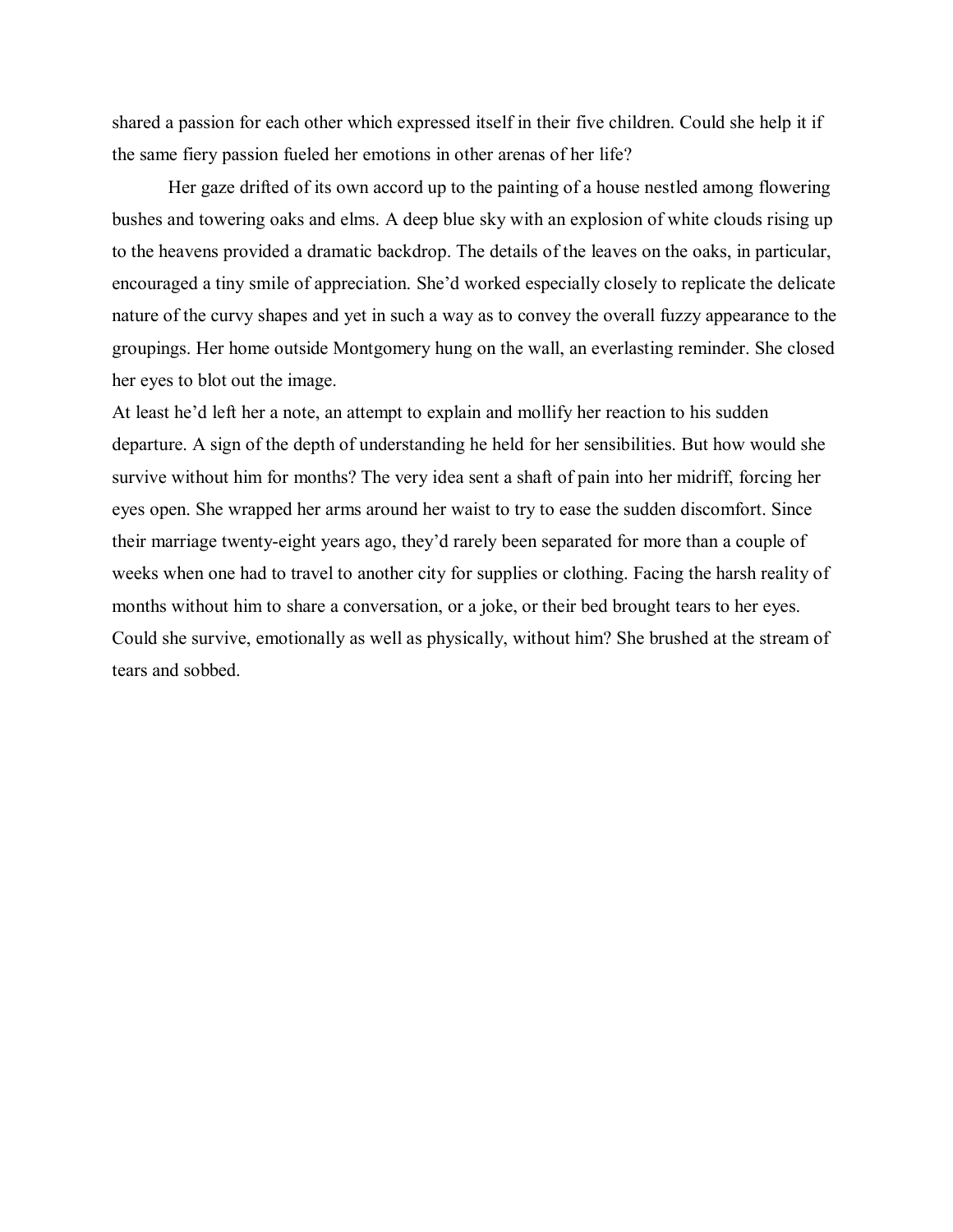shared a passion for each other which expressed itself in their five children. Could she help it if the same fiery passion fueled her emotions in other arenas of her life?

Her gaze drifted of its own accord up to the painting of a house nestled among flowering bushes and towering oaks and elms. A deep blue sky with an explosion of white clouds rising up to the heavens provided a dramatic backdrop. The details of the leaves on the oaks, in particular, encouraged a tiny smile of appreciation. She'd worked especially closely to replicate the delicate nature of the curvy shapes and yet in such a way as to convey the overall fuzzy appearance to the groupings. Her home outside Montgomery hung on the wall, an everlasting reminder. She closed her eyes to blot out the image.

At least he'd left her a note, an attempt to explain and mollify her reaction to his sudden departure. A sign of the depth of understanding he held for her sensibilities. But how would she survive without him for months? The very idea sent a shaft of pain into her midriff, forcing her eyes open. She wrapped her arms around her waist to try to ease the sudden discomfort. Since their marriage twenty-eight years ago, they'd rarely been separated for more than a couple of weeks when one had to travel to another city for supplies or clothing. Facing the harsh reality of months without him to share a conversation, or a joke, or their bed brought tears to her eyes. Could she survive, emotionally as well as physically, without him? She brushed at the stream of tears and sobbed.